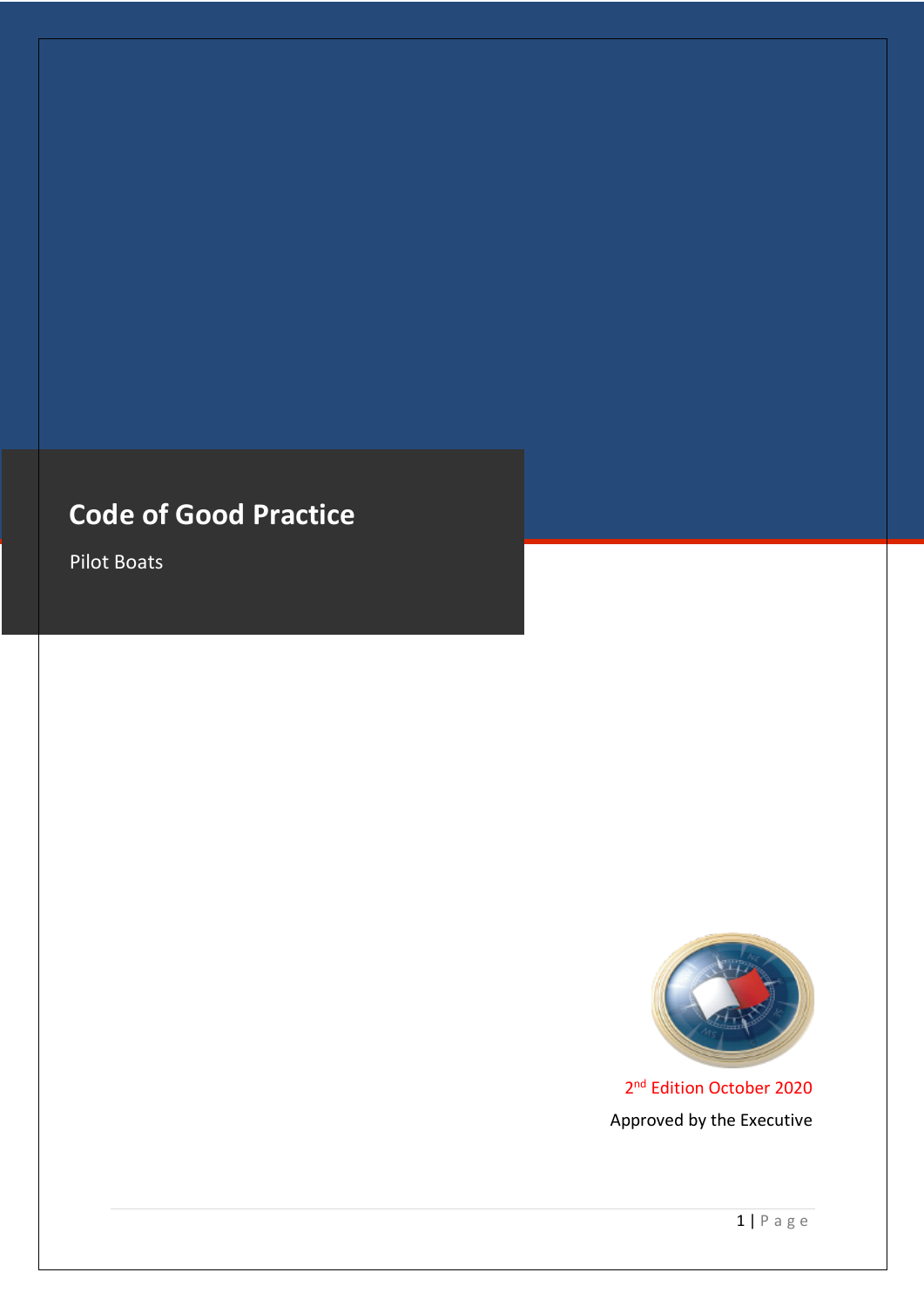# Code of Good Practice

Pilot Boats

2nd Edition October 2020

Approved by the Executive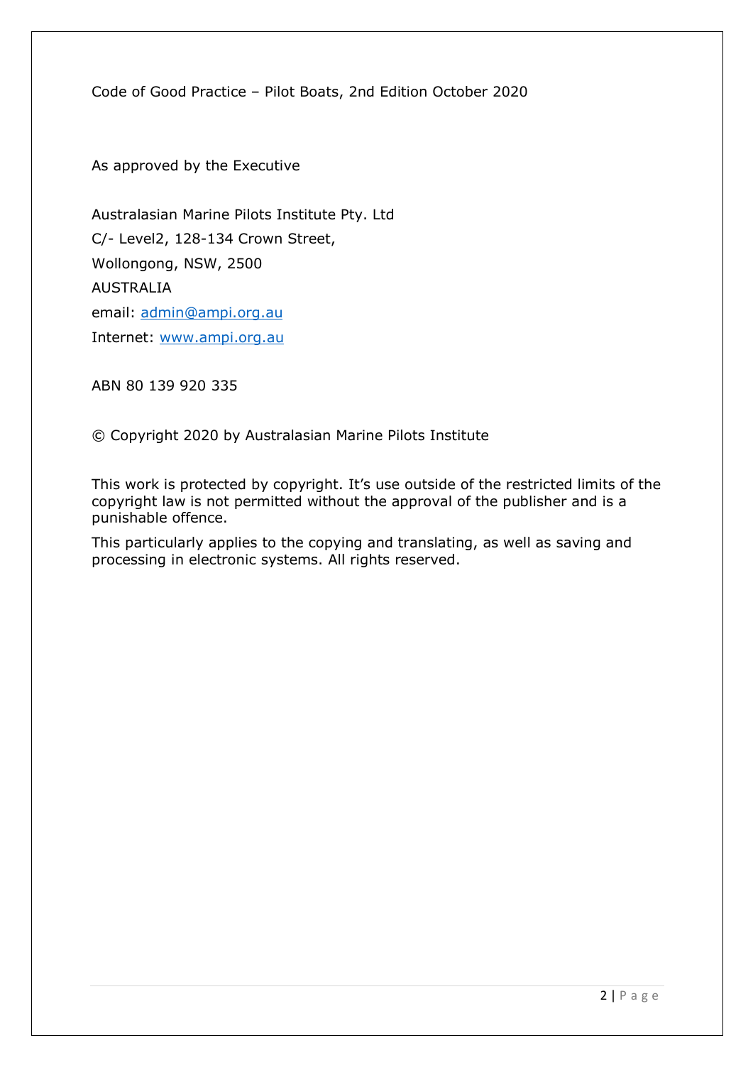Code of Good Practice – Pilot Boats, 2nd Edition October 2020

As approved by the Executive

Australasian Marine Pilots Institute Pty. Ltd
C/- Level2, 128-134 Crown Street,
Wollongong, NSW, 2500
AUSTRALIA
email: admin@ampi.org.au
Internet: www.ampi.org.au

ABN 80 139 920 335

© Copyright 2020 by Australasian Marine Pilots Institute

This work is protected by copyright. It's use outside of the restricted limits of the copyright law is not permitted without the approval of the publisher and is a punishable offence.

This particularly applies to the copying and translating, as well as saving and processing in electronic systems. All rights reserved.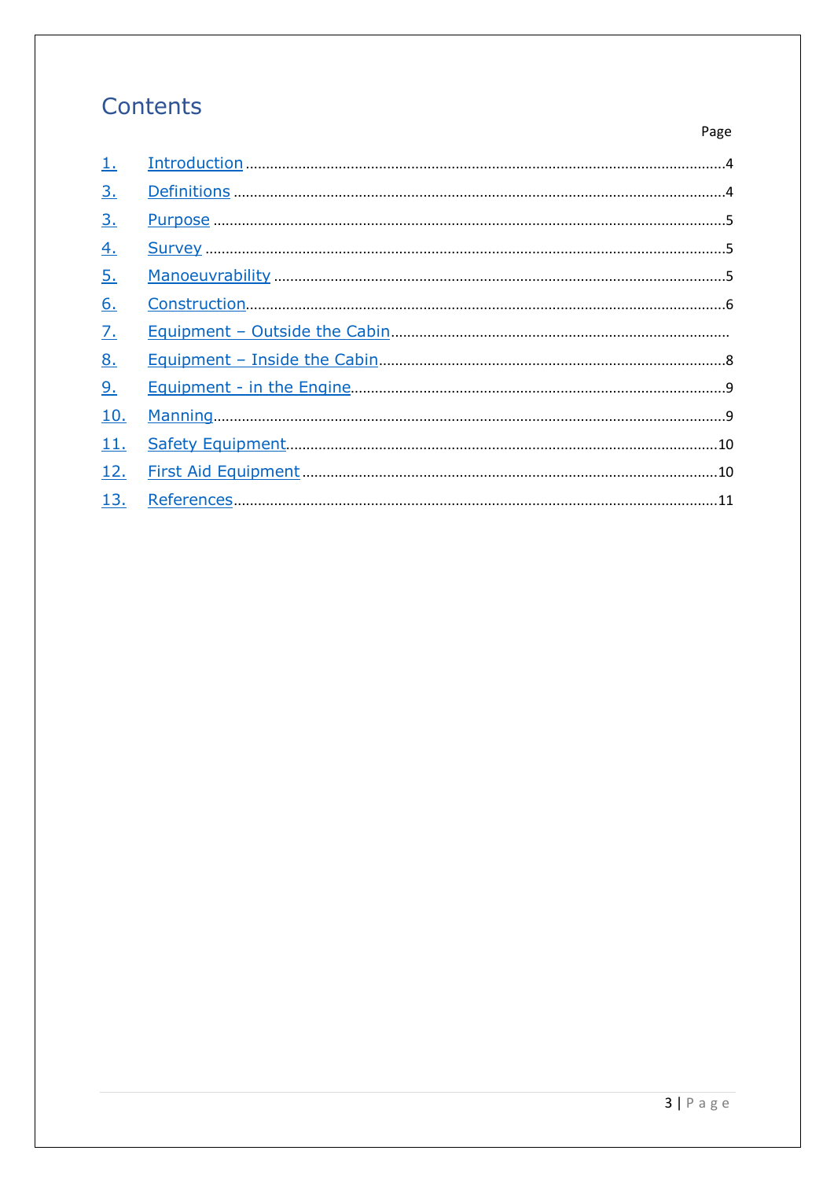# Contents

| | | Page |
|---|---|---|
| 1. | Introduction | 4 |
| 3. | Definitions | 4 |
| 3. | Purpose | 5 |
| 4. | Survey | 5 |
| 5. | Manoeuvrability | 5 |
| 6. | Construction | 6 |
| 7. | Equipment – Outside the Cabin | |
| 8. | Equipment – Inside the Cabin | 8 |
| 9. | Equipment - in the Engine | 9 |
| 10. | Manning | 9 |
| 11. | Safety Equipment | 10 |
| 12. | First Aid Equipment | 10 |
| 13. | References | 11 |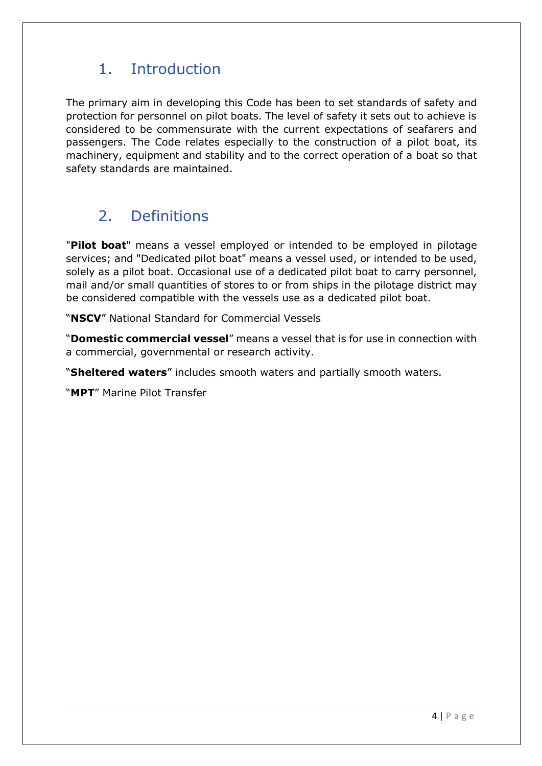# 1. Introduction

The primary aim in developing this Code has been to set standards of safety and protection for personnel on pilot boats. The level of safety it sets out to achieve is considered to be commensurate with the current expectations of seafarers and passengers. The Code relates especially to the construction of a pilot boat, its machinery, equipment and stability and to the correct operation of a boat so that safety standards are maintained.

# 2. Definitions

"**Pilot boat**" means a vessel employed or intended to be employed in pilotage services; and "Dedicated pilot boat" means a vessel used, or intended to be used, solely as a pilot boat. Occasional use of a dedicated pilot boat to carry personnel, mail and/or small quantities of stores to or from ships in the pilotage district may be considered compatible with the vessels use as a dedicated pilot boat.

"**NSCV**" National Standard for Commercial Vessels

"**Domestic commercial vessel**" means a vessel that is for use in connection with a commercial, governmental or research activity.

"**Sheltered waters**" includes smooth waters and partially smooth waters.

"**MPT**" Marine Pilot Transfer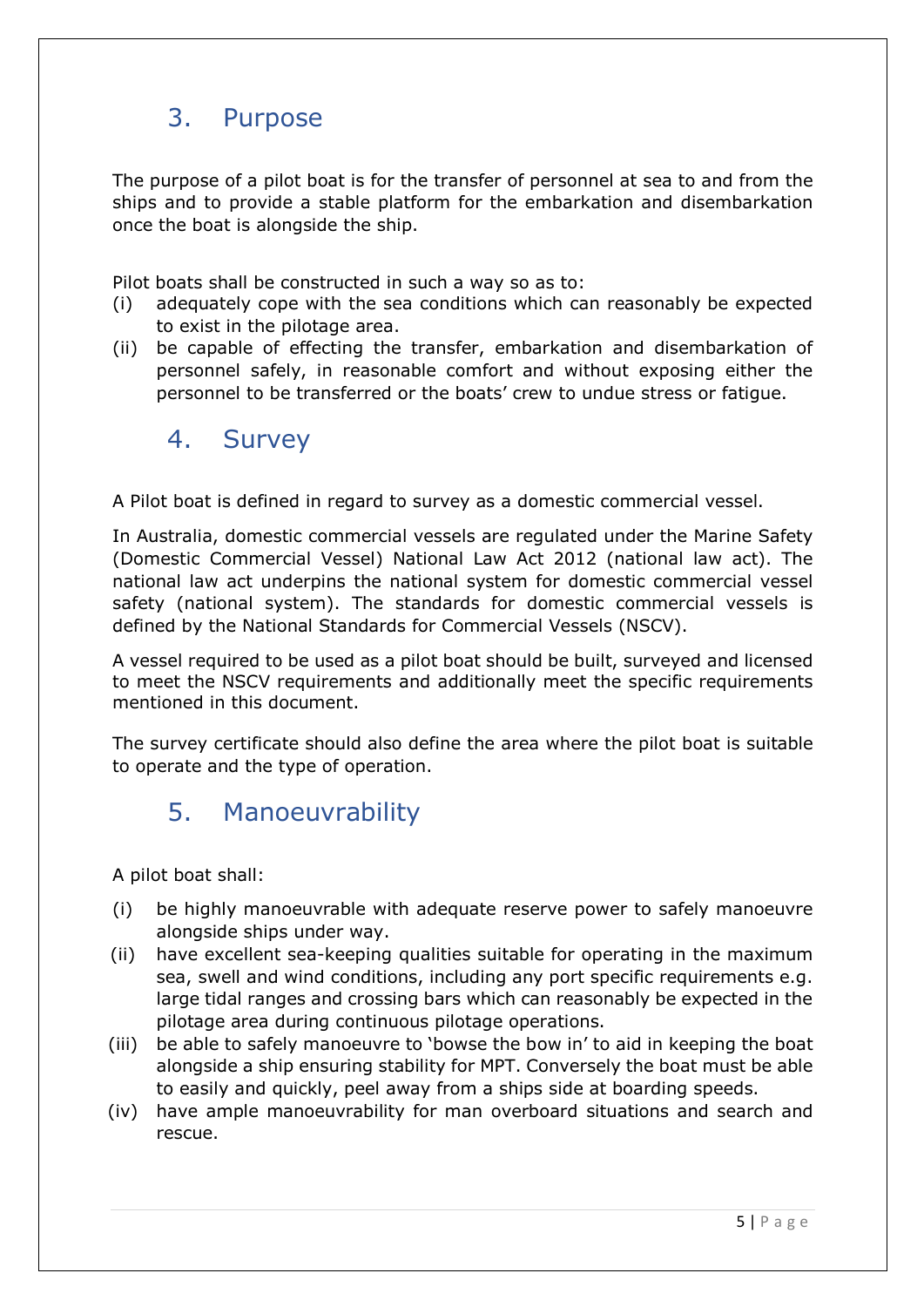## 3. Purpose

The purpose of a pilot boat is for the transfer of personnel at sea to and from the ships and to provide a stable platform for the embarkation and disembarkation once the boat is alongside the ship.

Pilot boats shall be constructed in such a way so as to:

(i) adequately cope with the sea conditions which can reasonably be expected to exist in the pilotage area.

(ii) be capable of effecting the transfer, embarkation and disembarkation of personnel safely, in reasonable comfort and without exposing either the personnel to be transferred or the boats' crew to undue stress or fatigue.

## 4. Survey

A Pilot boat is defined in regard to survey as a domestic commercial vessel.

In Australia, domestic commercial vessels are regulated under the Marine Safety (Domestic Commercial Vessel) National Law Act 2012 (national law act). The national law act underpins the national system for domestic commercial vessel safety (national system). The standards for domestic commercial vessels is defined by the National Standards for Commercial Vessels (NSCV).

A vessel required to be used as a pilot boat should be built, surveyed and licensed to meet the NSCV requirements and additionally meet the specific requirements mentioned in this document.

The survey certificate should also define the area where the pilot boat is suitable to operate and the type of operation.

## 5. Manoeuvrability

A pilot boat shall:

(i) be highly manoeuvrable with adequate reserve power to safely manoeuvre alongside ships under way.

(ii) have excellent sea-keeping qualities suitable for operating in the maximum sea, swell and wind conditions, including any port specific requirements e.g. large tidal ranges and crossing bars which can reasonably be expected in the pilotage area during continuous pilotage operations.

(iii) be able to safely manoeuvre to 'bowse the bow in' to aid in keeping the boat alongside a ship ensuring stability for MPT. Conversely the boat must be able to easily and quickly, peel away from a ships side at boarding speeds.

(iv) have ample manoeuvrability for man overboard situations and search and rescue.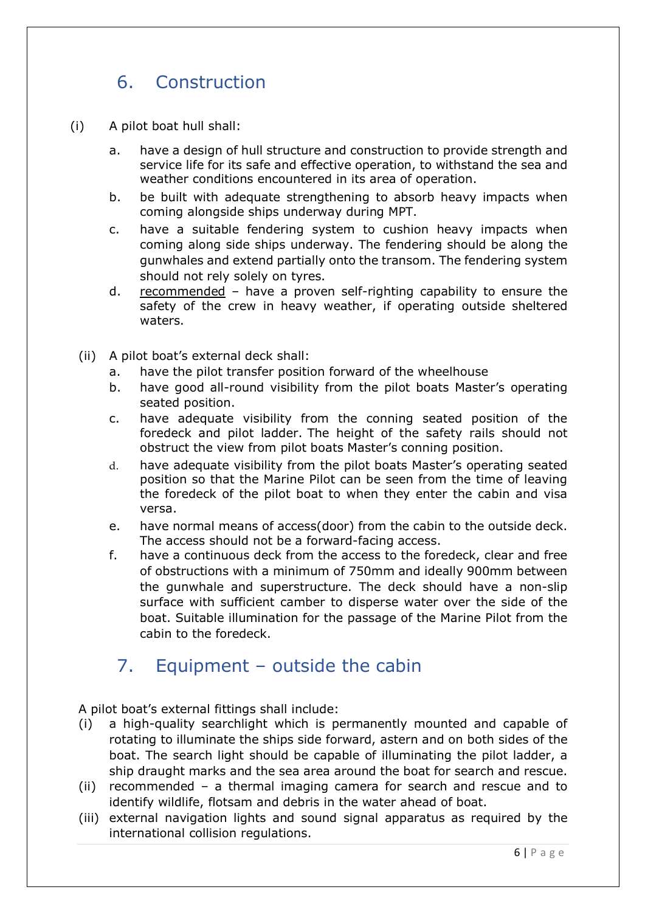## 6. Construction

(i) A pilot boat hull shall:

- a. have a design of hull structure and construction to provide strength and service life for its safe and effective operation, to withstand the sea and weather conditions encountered in its area of operation.
- b. be built with adequate strengthening to absorb heavy impacts when coming alongside ships underway during MPT.
- c. have a suitable fendering system to cushion heavy impacts when coming along side ships underway. The fendering should be along the gunwhales and extend partially onto the transom. The fendering system should not rely solely on tyres.
- d. recommended – have a proven self-righting capability to ensure the safety of the crew in heavy weather, if operating outside sheltered waters.

(ii) A pilot boat's external deck shall:

- a. have the pilot transfer position forward of the wheelhouse
- b. have good all-round visibility from the pilot boats Master's operating seated position.
- c. have adequate visibility from the conning seated position of the foredeck and pilot ladder. The height of the safety rails should not obstruct the view from pilot boats Master's conning position.
- d. have adequate visibility from the pilot boats Master's operating seated position so that the Marine Pilot can be seen from the time of leaving the foredeck of the pilot boat to when they enter the cabin and visa versa.
- e. have normal means of access(door) from the cabin to the outside deck. The access should not be a forward-facing access.
- f. have a continuous deck from the access to the foredeck, clear and free of obstructions with a minimum of 750mm and ideally 900mm between the gunwhale and superstructure. The deck should have a non-slip surface with sufficient camber to disperse water over the side of the boat. Suitable illumination for the passage of the Marine Pilot from the cabin to the foredeck.

## 7. Equipment – outside the cabin

A pilot boat's external fittings shall include:

- (i) a high-quality searchlight which is permanently mounted and capable of rotating to illuminate the ships side forward, astern and on both sides of the boat. The search light should be capable of illuminating the pilot ladder, a ship draught marks and the sea area around the boat for search and rescue.
- (ii) recommended – a thermal imaging camera for search and rescue and to identify wildlife, flotsam and debris in the water ahead of boat.
- (iii) external navigation lights and sound signal apparatus as required by the international collision regulations.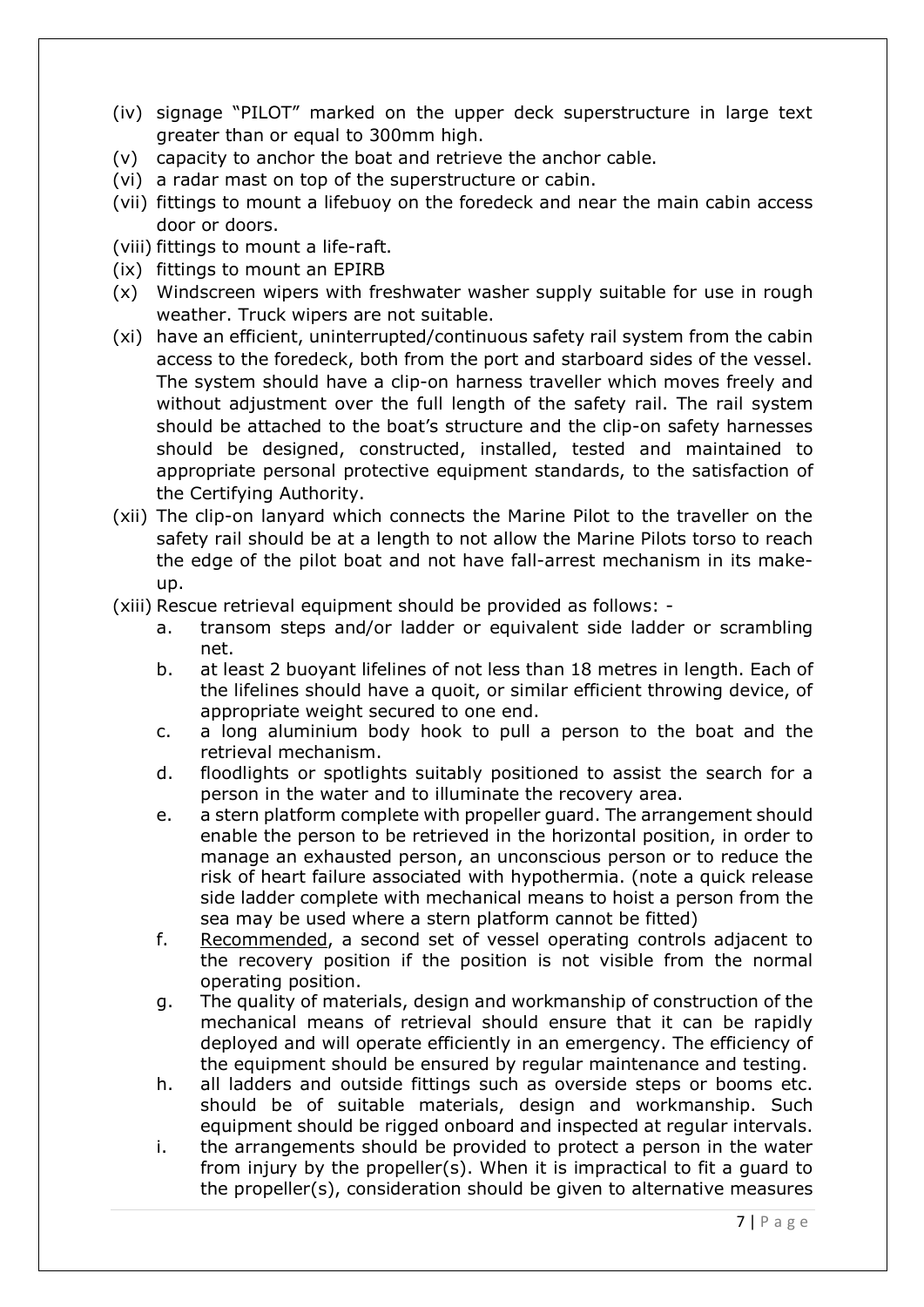(iv) signage “PILOT” marked on the upper deck superstructure in large text greater than or equal to 300mm high.

(v) capacity to anchor the boat and retrieve the anchor cable.

(vi) a radar mast on top of the superstructure or cabin.

(vii) fittings to mount a lifebuoy on the foredeck and near the main cabin access door or doors.

(viii) fittings to mount a life-raft.

(ix) fittings to mount an EPIRB

(x) Windscreen wipers with freshwater washer supply suitable for use in rough weather. Truck wipers are not suitable.

(xi) have an efficient, uninterrupted/continuous safety rail system from the cabin access to the foredeck, both from the port and starboard sides of the vessel. The system should have a clip-on harness traveller which moves freely and without adjustment over the full length of the safety rail. The rail system should be attached to the boat’s structure and the clip-on safety harnesses should be designed, constructed, installed, tested and maintained to appropriate personal protective equipment standards, to the satisfaction of the Certifying Authority.

(xii) The clip-on lanyard which connects the Marine Pilot to the traveller on the safety rail should be at a length to not allow the Marine Pilots torso to reach the edge of the pilot boat and not have fall-arrest mechanism in its make-up.

(xiii) Rescue retrieval equipment should be provided as follows: -

   a. transom steps and/or ladder or equivalent side ladder or scrambling net.
   b. at least 2 buoyant lifelines of not less than 18 metres in length. Each of the lifelines should have a quoit, or similar efficient throwing device, of appropriate weight secured to one end.
   c. a long aluminium body hook to pull a person to the boat and the retrieval mechanism.
   d. floodlights or spotlights suitably positioned to assist the search for a person in the water and to illuminate the recovery area.
   e. a stern platform complete with propeller guard. The arrangement should enable the person to be retrieved in the horizontal position, in order to manage an exhausted person, an unconscious person or to reduce the risk of heart failure associated with hypothermia. (note a quick release side ladder complete with mechanical means to hoist a person from the sea may be used where a stern platform cannot be fitted)
   f. <u>Recommended</u>, a second set of vessel operating controls adjacent to the recovery position if the position is not visible from the normal operating position.
   g. The quality of materials, design and workmanship of construction of the mechanical means of retrieval should ensure that it can be rapidly deployed and will operate efficiently in an emergency. The efficiency of the equipment should be ensured by regular maintenance and testing.
   h. all ladders and outside fittings such as overside steps or booms etc. should be of suitable materials, design and workmanship. Such equipment should be rigged onboard and inspected at regular intervals.
   i. the arrangements should be provided to protect a person in the water from injury by the propeller(s). When it is impractical to fit a guard to the propeller(s), consideration should be given to alternative measures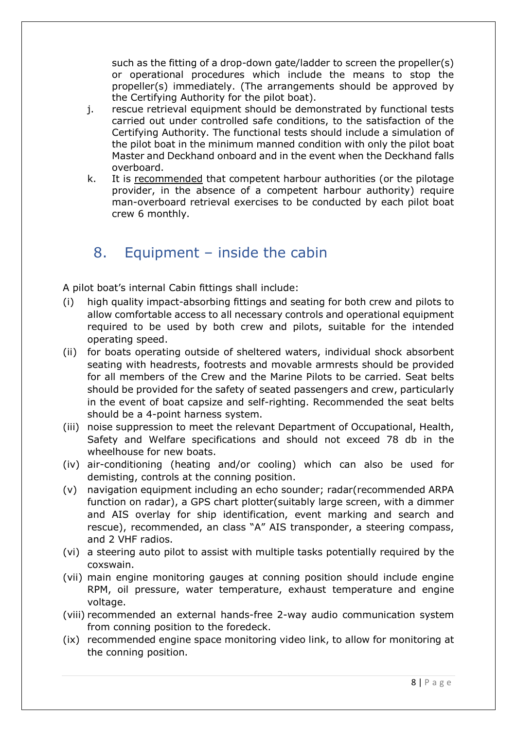such as the fitting of a drop-down gate/ladder to screen the propeller(s) or operational procedures which include the means to stop the propeller(s) immediately. (The arrangements should be approved by the Certifying Authority for the pilot boat).

j. rescue retrieval equipment should be demonstrated by functional tests carried out under controlled safe conditions, to the satisfaction of the Certifying Authority. The functional tests should include a simulation of the pilot boat in the minimum manned condition with only the pilot boat Master and Deckhand onboard and in the event when the Deckhand falls overboard.

k. It is <u>recommended</u> that competent harbour authorities (or the pilotage provider, in the absence of a competent harbour authority) require man-overboard retrieval exercises to be conducted by each pilot boat crew 6 monthly.

## 8. Equipment – inside the cabin

A pilot boat's internal Cabin fittings shall include:

(i) high quality impact-absorbing fittings and seating for both crew and pilots to allow comfortable access to all necessary controls and operational equipment required to be used by both crew and pilots, suitable for the intended operating speed.

(ii) for boats operating outside of sheltered waters, individual shock absorbent seating with headrests, footrests and movable armrests should be provided for all members of the Crew and the Marine Pilots to be carried. Seat belts should be provided for the safety of seated passengers and crew, particularly in the event of boat capsize and self-righting. Recommended the seat belts should be a 4-point harness system.

(iii) noise suppression to meet the relevant Department of Occupational, Health, Safety and Welfare specifications and should not exceed 78 db in the wheelhouse for new boats.

(iv) air-conditioning (heating and/or cooling) which can also be used for demisting, controls at the conning position.

(v) navigation equipment including an echo sounder; radar(recommended ARPA function on radar), a GPS chart plotter(suitably large screen, with a dimmer and AIS overlay for ship identification, event marking and search and rescue), recommended, an class "A" AIS transponder, a steering compass, and 2 VHF radios.

(vi) a steering auto pilot to assist with multiple tasks potentially required by the coxswain.

(vii) main engine monitoring gauges at conning position should include engine RPM, oil pressure, water temperature, exhaust temperature and engine voltage.

(viii) recommended an external hands-free 2-way audio communication system from conning position to the foredeck.

(ix) recommended engine space monitoring video link, to allow for monitoring at the conning position.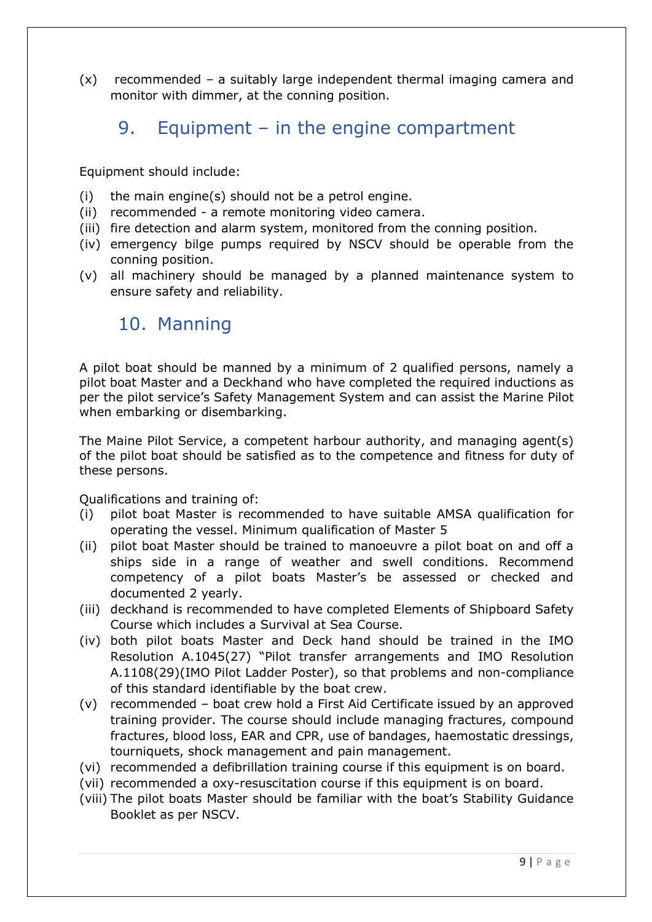(x) recommended – a suitably large independent thermal imaging camera and monitor with dimmer, at the conning position.

## 9. Equipment – in the engine compartment

Equipment should include:

(i) the main engine(s) should not be a petrol engine.
(ii) recommended - a remote monitoring video camera.
(iii) fire detection and alarm system, monitored from the conning position.
(iv) emergency bilge pumps required by NSCV should be operable from the conning position.
(v) all machinery should be managed by a planned maintenance system to ensure safety and reliability.

## 10. Manning

A pilot boat should be manned by a minimum of 2 qualified persons, namely a pilot boat Master and a Deckhand who have completed the required inductions as per the pilot service's Safety Management System and can assist the Marine Pilot when embarking or disembarking.

The Maine Pilot Service, a competent harbour authority, and managing agent(s) of the pilot boat should be satisfied as to the competence and fitness for duty of these persons.

Qualifications and training of:

(i) pilot boat Master is recommended to have suitable AMSA qualification for operating the vessel. Minimum qualification of Master 5
(ii) pilot boat Master should be trained to manoeuvre a pilot boat on and off a ships side in a range of weather and swell conditions. Recommend competency of a pilot boats Master's be assessed or checked and documented 2 yearly.
(iii) deckhand is recommended to have completed Elements of Shipboard Safety Course which includes a Survival at Sea Course.
(iv) both pilot boats Master and Deck hand should be trained in the IMO Resolution A.1045(27) "Pilot transfer arrangements and IMO Resolution A.1108(29)(IMO Pilot Ladder Poster), so that problems and non-compliance of this standard identifiable by the boat crew.
(v) recommended – boat crew hold a First Aid Certificate issued by an approved training provider. The course should include managing fractures, compound fractures, blood loss, EAR and CPR, use of bandages, haemostatic dressings, tourniquets, shock management and pain management.
(vi) recommended a defibrillation training course if this equipment is on board.
(vii) recommended a oxy-resuscitation course if this equipment is on board.
(viii) The pilot boats Master should be familiar with the boat's Stability Guidance Booklet as per NSCV.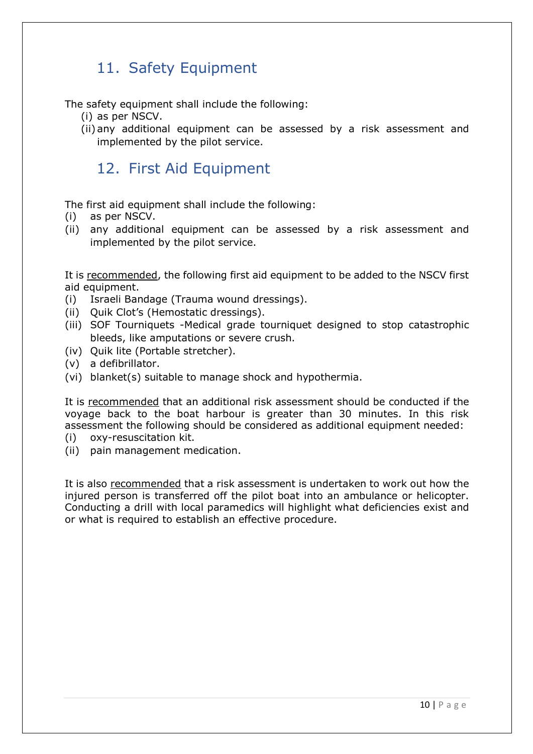## 11. Safety Equipment

The safety equipment shall include the following:

(i) as per NSCV.
(ii) any additional equipment can be assessed by a risk assessment and implemented by the pilot service.

## 12. First Aid Equipment

The first aid equipment shall include the following:

(i) as per NSCV.
(ii) any additional equipment can be assessed by a risk assessment and implemented by the pilot service.

It is <u>recommended</u>, the following first aid equipment to be added to the NSCV first aid equipment.

(i) Israeli Bandage (Trauma wound dressings).
(ii) Quik Clot's (Hemostatic dressings).
(iii) SOF Tourniquets -Medical grade tourniquet designed to stop catastrophic bleeds, like amputations or severe crush.
(iv) Quik lite (Portable stretcher).
(v) a defibrillator.
(vi) blanket(s) suitable to manage shock and hypothermia.

It is <u>recommended</u> that an additional risk assessment should be conducted if the voyage back to the boat harbour is greater than 30 minutes. In this risk assessment the following should be considered as additional equipment needed:

(i) oxy-resuscitation kit.
(ii) pain management medication.

It is also <u>recommended</u> that a risk assessment is undertaken to work out how the injured person is transferred off the pilot boat into an ambulance or helicopter. Conducting a drill with local paramedics will highlight what deficiencies exist and or what is required to establish an effective procedure.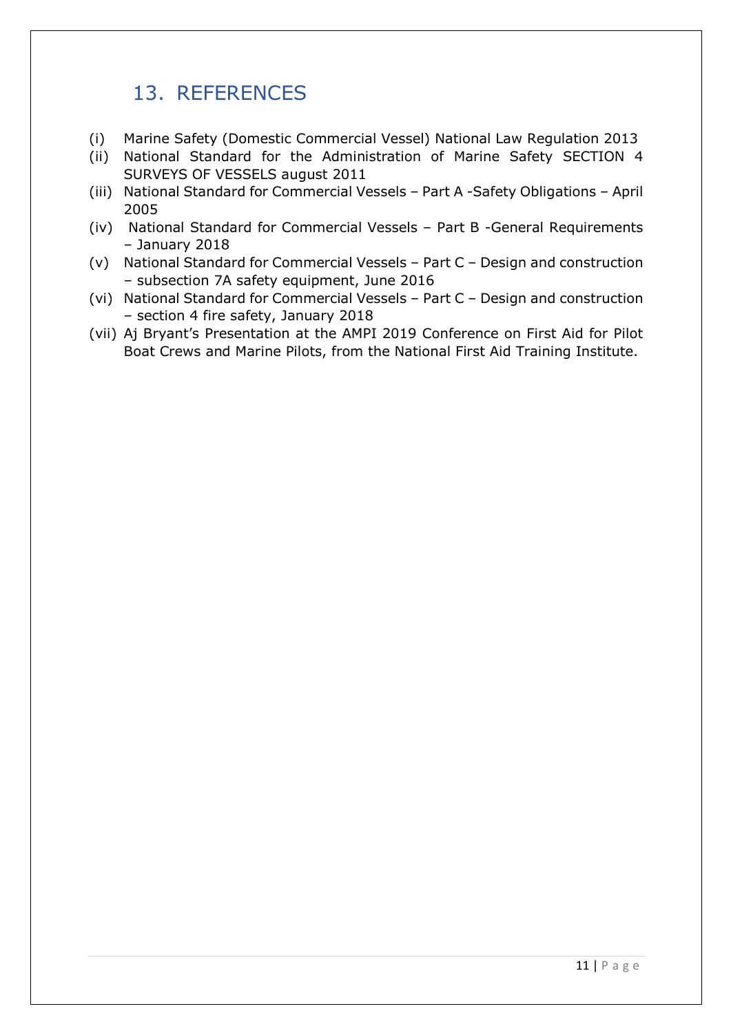## 13. REFERENCES

(i) Marine Safety (Domestic Commercial Vessel) National Law Regulation 2013

(ii) National Standard for the Administration of Marine Safety SECTION 4 SURVEYS OF VESSELS august 2011

(iii) National Standard for Commercial Vessels – Part A -Safety Obligations – April 2005

(iv) National Standard for Commercial Vessels – Part B -General Requirements – January 2018

(v) National Standard for Commercial Vessels – Part C – Design and construction – subsection 7A safety equipment, June 2016

(vi) National Standard for Commercial Vessels – Part C – Design and construction – section 4 fire safety, January 2018

(vii) Aj Bryant's Presentation at the AMPI 2019 Conference on First Aid for Pilot Boat Crews and Marine Pilots, from the National First Aid Training Institute.